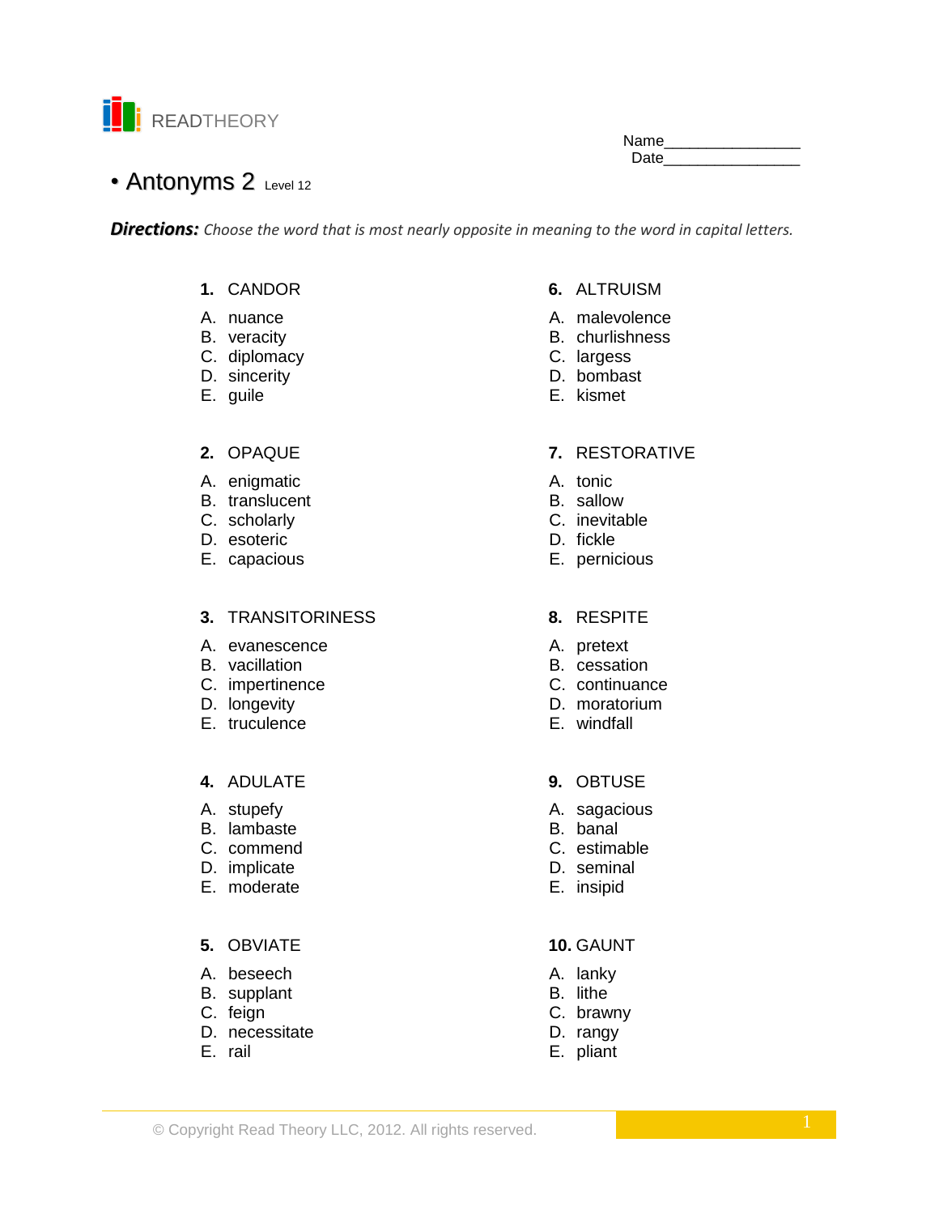READTHEORY

Name________________
Date________________

# • Antonyms 2 Level 12

***Directions:*** *Choose the word that is most nearly opposite in meaning to the word in capital letters.*

**1.** CANDOR

A. nuance
B. veracity
C. diplomacy
D. sincerity
E. guile

**2.** OPAQUE

A. enigmatic
B. translucent
C. scholarly
D. esoteric
E. capacious

**3.** TRANSITORINESS

A. evanescence
B. vacillation
C. impertinence
D. longevity
E. truculence

**4.** ADULATE

A. stupefy
B. lambaste
C. commend
D. implicate
E. moderate

**5.** OBVIATE

A. beseech
B. supplant
C. feign
D. necessitate
E. rail

**6.** ALTRUISM

A. malevolence
B. churlishness
C. largess
D. bombast
E. kismet

**7.** RESTORATIVE

A. tonic
B. sallow
C. inevitable
D. fickle
E. pernicious

**8.** RESPITE

A. pretext
B. cessation
C. continuance
D. moratorium
E. windfall

**9.** OBTUSE

A. sagacious
B. banal
C. estimable
D. seminal
E. insipid

**10.** GAUNT

A. lanky
B. lithe
C. brawny
D. rangy
E. pliant

© Copyright Read Theory LLC, 2012. All rights reserved.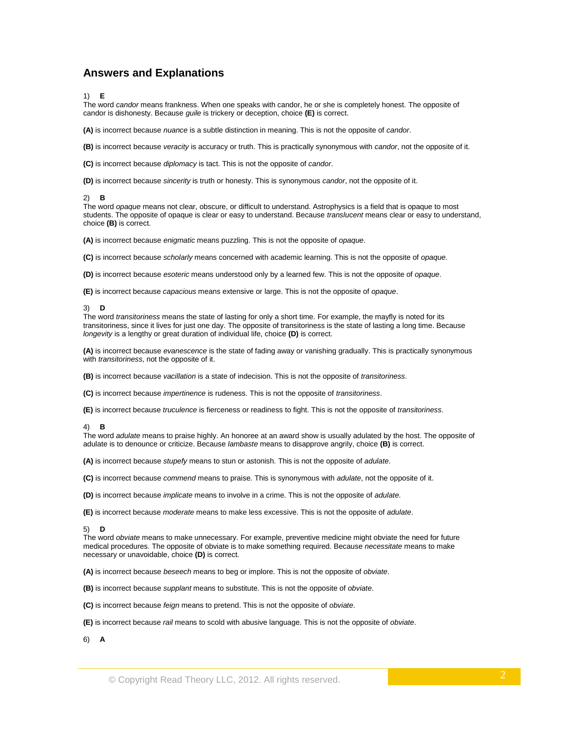## Answers and Explanations

1) **E**
The word *candor* means frankness. When one speaks with candor, he or she is completely honest. The opposite of candor is dishonesty. Because *guile* is trickery or deception, choice **(E)** is correct.

**(A)** is incorrect because *nuance* is a subtle distinction in meaning. This is not the opposite of *candor*.

**(B)** is incorrect because *veracity* is accuracy or truth. This is practically synonymous with *candor*, not the opposite of it.

**(C)** is incorrect because *diplomacy* is tact. This is not the opposite of *candor*.

**(D)** is incorrect because *sincerity* is truth or honesty. This is synonymous *candor*, not the opposite of it.

2) **B**
The word *opaque* means not clear, obscure, or difficult to understand. Astrophysics is a field that is opaque to most students. The opposite of opaque is clear or easy to understand. Because *translucent* means clear or easy to understand, choice **(B)** is correct.

**(A)** is incorrect because *enigmatic* means puzzling. This is not the opposite of *opaque*.

**(C)** is incorrect because *scholarly* means concerned with academic learning. This is not the opposite of *opaque*.

**(D)** is incorrect because *esoteric* means understood only by a learned few. This is not the opposite of *opaque*.

**(E)** is incorrect because *capacious* means extensive or large. This is not the opposite of *opaque*.

3) **D**
The word *transitoriness* means the state of lasting for only a short time. For example, the mayfly is noted for its transitoriness, since it lives for just one day. The opposite of transitoriness is the state of lasting a long time. Because *longevity* is a lengthy or great duration of individual life, choice **(D)** is correct.

**(A)** is incorrect because *evanescence* is the state of fading away or vanishing gradually. This is practically synonymous with *transitoriness*, not the opposite of it.

**(B)** is incorrect because *vacillation* is a state of indecision. This is not the opposite of *transitoriness*.

**(C)** is incorrect because *impertinence* is rudeness. This is not the opposite of *transitoriness*.

**(E)** is incorrect because *truculence* is fierceness or readiness to fight. This is not the opposite of *transitoriness*.

4) **B**
The word *adulate* means to praise highly. An honoree at an award show is usually adulated by the host. The opposite of adulate is to denounce or criticize. Because *lambaste* means to disapprove angrily, choice **(B)** is correct.

**(A)** is incorrect because *stupefy* means to stun or astonish. This is not the opposite of *adulate*.

**(C)** is incorrect because *commend* means to praise. This is synonymous with *adulate*, not the opposite of it.

**(D)** is incorrect because *implicate* means to involve in a crime. This is not the opposite of *adulate*.

**(E)** is incorrect because *moderate* means to make less excessive. This is not the opposite of *adulate*.

5) **D**
The word *obviate* means to make unnecessary. For example, preventive medicine might obviate the need for future medical procedures. The opposite of obviate is to make something required. Because *necessitate* means to make necessary or unavoidable, choice **(D)** is correct.

**(A)** is incorrect because *beseech* means to beg or implore. This is not the opposite of *obviate*.

**(B)** is incorrect because *supplant* means to substitute. This is not the opposite of *obviate*.

**(C)** is incorrect because *feign* means to pretend. This is not the opposite of *obviate*.

**(E)** is incorrect because *rail* means to scold with abusive language. This is not the opposite of *obviate*.

6) **A**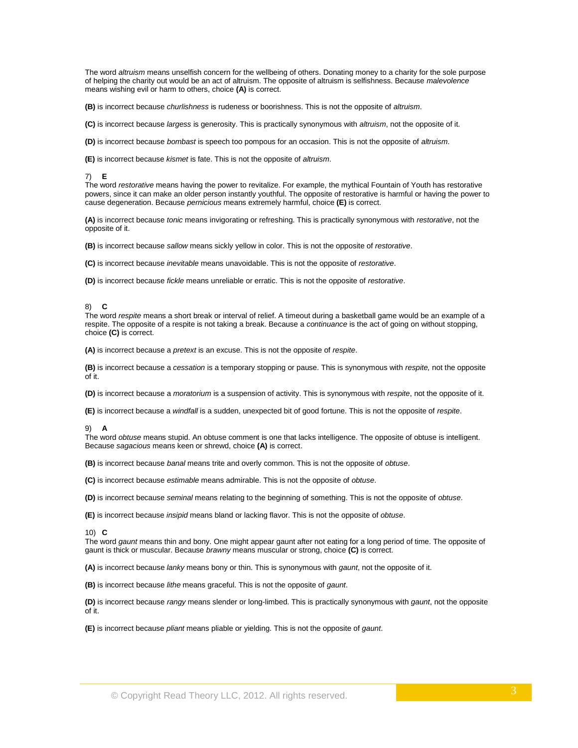The word *altruism* means unselfish concern for the wellbeing of others. Donating money to a charity for the sole purpose of helping the charity out would be an act of altruism. The opposite of altruism is selfishness. Because *malevolence* means wishing evil or harm to others, choice **(A)** is correct.

**(B)** is incorrect because *churlishness* is rudeness or boorishness. This is not the opposite of *altruism*.

**(C)** is incorrect because *largess* is generosity. This is practically synonymous with *altruism*, not the opposite of it.

**(D)** is incorrect because *bombast* is speech too pompous for an occasion. This is not the opposite of *altruism*.

**(E)** is incorrect because *kismet* is fate. This is not the opposite of *altruism*.

7) **E**
The word *restorative* means having the power to revitalize. For example, the mythical Fountain of Youth has restorative powers, since it can make an older person instantly youthful. The opposite of restorative is harmful or having the power to cause degeneration. Because *pernicious* means extremely harmful, choice **(E)** is correct.

**(A)** is incorrect because *tonic* means invigorating or refreshing. This is practically synonymous with *restorative*, not the opposite of it.

**(B)** is incorrect because *sallow* means sickly yellow in color. This is not the opposite of *restorative*.

**(C)** is incorrect because *inevitable* means unavoidable. This is not the opposite of *restorative*.

**(D)** is incorrect because *fickle* means unreliable or erratic. This is not the opposite of *restorative*.

8) **C**
The word *respite* means a short break or interval of relief. A timeout during a basketball game would be an example of a respite. The opposite of a respite is not taking a break. Because a *continuance* is the act of going on without stopping, choice **(C)** is correct.

**(A)** is incorrect because a *pretext* is an excuse. This is not the opposite of *respite*.

**(B)** is incorrect because a *cessation* is a temporary stopping or pause. This is synonymous with *respite,* not the opposite of it.

**(D)** is incorrect because a *moratorium* is a suspension of activity. This is synonymous with *respite*, not the opposite of it.

**(E)** is incorrect because a *windfall* is a sudden, unexpected bit of good fortune. This is not the opposite of *respite*.

9) **A**
The word *obtuse* means stupid. An obtuse comment is one that lacks intelligence. The opposite of obtuse is intelligent. Because *sagacious* means keen or shrewd, choice **(A)** is correct.

**(B)** is incorrect because *banal* means trite and overly common. This is not the opposite of *obtuse*.

**(C)** is incorrect because *estimable* means admirable. This is not the opposite of *obtuse*.

**(D)** is incorrect because *seminal* means relating to the beginning of something. This is not the opposite of *obtuse*.

**(E)** is incorrect because *insipid* means bland or lacking flavor. This is not the opposite of *obtuse*.

10) **C**
The word *gaunt* means thin and bony. One might appear gaunt after not eating for a long period of time. The opposite of gaunt is thick or muscular. Because *brawny* means muscular or strong, choice **(C)** is correct.

**(A)** is incorrect because *lanky* means bony or thin. This is synonymous with *gaunt*, not the opposite of it.

**(B)** is incorrect because *lithe* means graceful. This is not the opposite of *gaunt*.

**(D)** is incorrect because *rangy* means slender or long-limbed. This is practically synonymous with *gaunt*, not the opposite of it.

**(E)** is incorrect because *pliant* means pliable or yielding. This is not the opposite of *gaunt*.

© Copyright Read Theory LLC, 2012. All rights reserved.